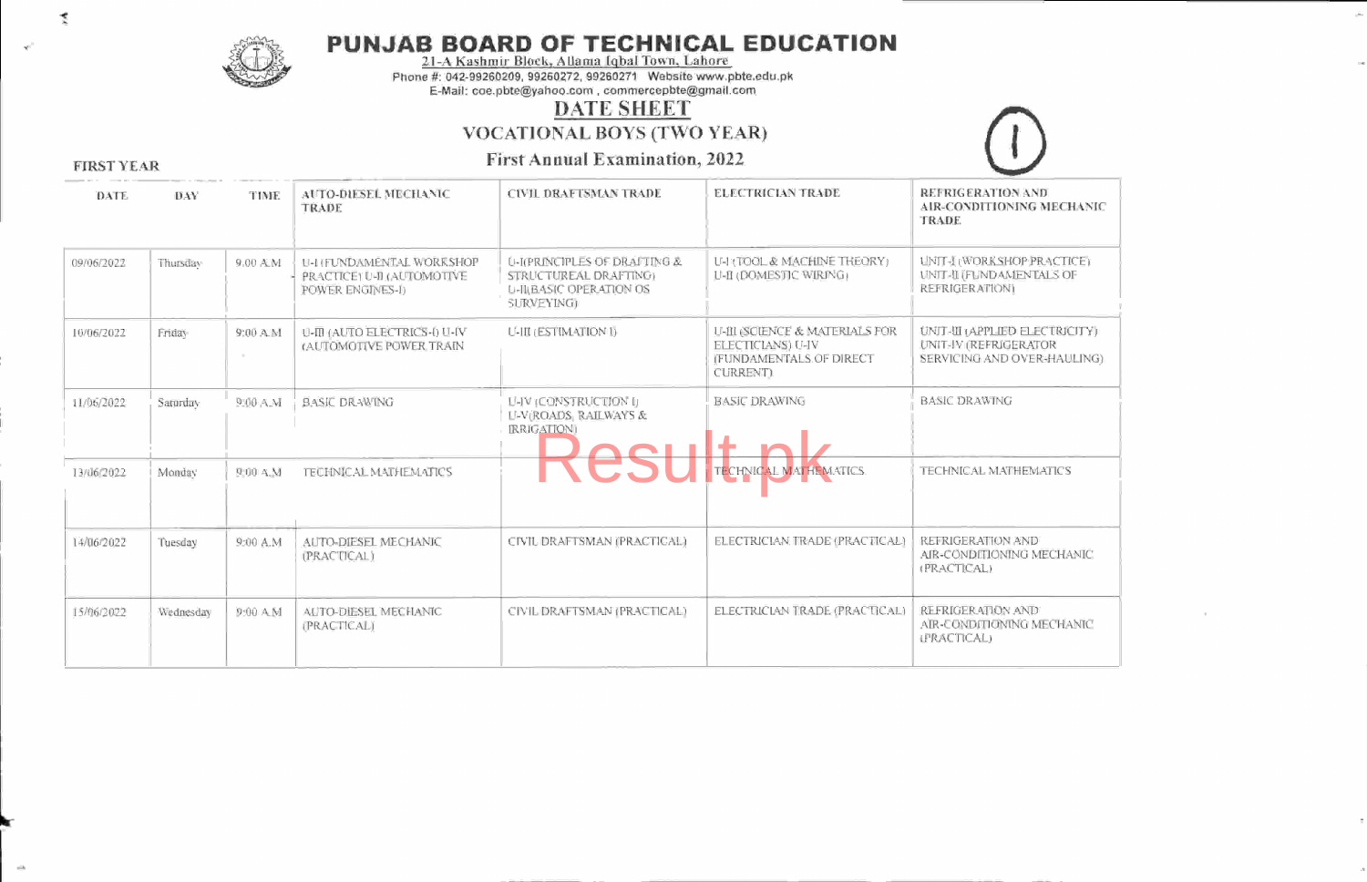# PUNJAB BOARD OF TECHNICAL EDUCATION

21-A Kashmir Block, Allama Iqbal Town, Lahore

Phone #: 042-99260209, 99260272, 99260271 Website www.pbte.edu.pk

E-Mail: coe.pbte@yahoo.com , commercepbte@gmail.com

## DATE SHEET

### VOCATIONAL BOYS (TWO YEAR)

### First Annual Examination, 2022

(1)

**FIRST YEAR**

| DATE | DAY | TIME | AUTO-DIESEL MECHANIC TRADE | CIVIL DRAFTSMAN TRADE | ELECTRICIAN TRADE | REFRIGERATION AND AIR-CONDITIONING MECHANIC TRADE |
|---|---|---|---|---|---|---|
| 09/06/2022 | Thursday | 9.00 A.M | U-I (FUNDAMENTAL WORKSHOP PRACTICE) U-II (AUTOMOTIVE POWER ENGINES-I) | U-I(PRINCIPLES OF DRAFTING & STRUCTUREAL DRAFTING) U-II(BASIC OPERATION OS SURVEYING) | U-I (TOOL & MACHINE THEORY) U-II (DOMESTIC WIRING) | UNIT-I (WORKSHOP PRACTICE) UNIT-II (FUNDAMENTALS OF REFRIGERATION) |
| 10/06/2022 | Friday | 9:00 A.M | U-III (AUTO ELECTRICS-I) U-IV (AUTOMOTIVE POWER TRAIN | U-III (ESTIMATION I) | U-III (SCIENCE & MATERIALS FOR ELECTRICIANS) U-IV (FUNDAMENTALS OF DIRECT CURRENT) | UNIT-III (APPLIED ELECTRICITY) UNIT-IV (REFRIGERATOR SERVICING AND OVER-HAULING) |
| 11/06/2022 | Saturday | 9:00 A.M | BASIC DRAWING | U-IV (CONSTRUCTION I) U-V(ROADS, RAILWAYS & IRRIGATION) | BASIC DRAWING | BASIC DRAWING |
| 13/06/2022 | Monday | 9:00 A.M | TECHNICAL MATHEMATICS | | TECHNICAL MATHEMATICS | TECHNICAL MATHEMATICS |
| 14/06/2022 | Tuesday | 9:00 A.M | AUTO-DIESEL MECHANIC (PRACTICAL) | CIVIL DRAFTSMAN (PRACTICAL) | ELECTRICIAN TRADE (PRACTICAL) | REFRIGERATION AND AIR-CONDITIONING MECHANIC (PRACTICAL) |
| 15/06/2022 | Wednesday | 9:00 A.M | AUTO-DIESEL MECHANIC (PRACTICAL) | CIVIL DRAFTSMAN (PRACTICAL) | ELECTRICIAN TRADE (PRACTICAL) | REFRIGERATION AND AIR-CONDITIONING MECHANIC (PRACTICAL) |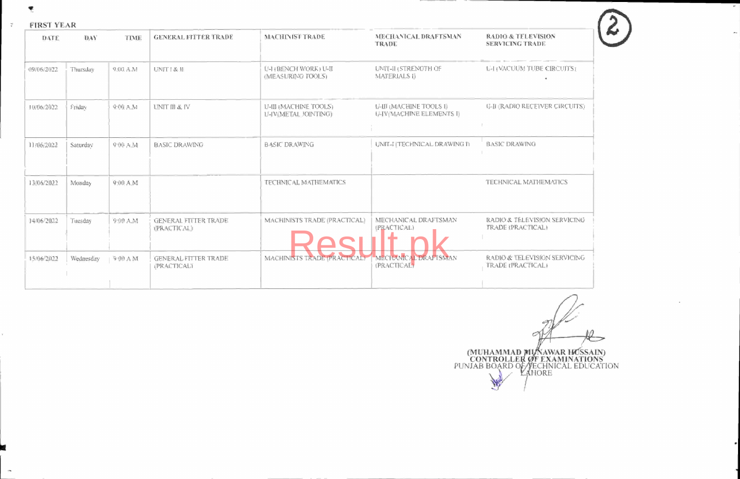FIRST YEAR

| DATE | DAY | TIME | GENERAL FITTER TRADE | MACHINIST TRADE | MECHANICAL DRAFTSMAN TRADE | RADIO & TELEVISION SERVICING TRADE |
|---|---|---|---|---|---|---|
| 09/06/2022 | Thursday | 9:00 A.M | UNIT I & II | U-I (BENCH WORK) U-II (MEASURING TOOLS) | UNIT-II (STRENGTH OF MATERIALS I) | U-I (VACUUM TUBE CIRCUITS) |
| 10/06/2022 | Friday | 9:00 A.M | UNIT III & IV | U-III (MACHINE TOOLS) U-IV(METAL JOINTING) | U-III (MACHINE TOOLS I) U-IV(MACHINE ELEMENTS I) | U-II (RADIO RECEIVER CIRCUITS) |
| 11/06/2022 | Saturday | 9:00 A.M | BASIC DRAWING | BASIC DRAWING | UNIT-I (TECHNICAL DRAWING I) | BASIC DRAWING |
| 13/06/2022 | Monday | 9:00 A.M | | TECHNICAL MATHEMATICS | | TECHNICAL MATHEMATICS |
| 14/06/2022 | Tuesday | 9:00 A.M | GENERAL FITTER TRADE (PRACTICAL) | MACHINISTS TRADE (PRACTICAL) | MECHANICAL DRAFTSMAN (PRACTICAL) | RADIO & TELEVISION SERVICING TRADE (PRACTICAL) |
| 15/06/2022 | Wednesday | 9:00 A.M | GENERAL FITTER TRADE (PRACTICAL) | MACHINISTS TRADE (PRACTICAL) | MECHANICAL DRAFTSMAN (PRACTICAL) | RADIO & TELEVISION SERVICING TRADE (PRACTICAL) |

**(MUHAMMAD MUNAWAR HUSSAIN)**
**CONTROLLER OF EXAMINATIONS**
PUNJAB BOARD OF TECHNICAL EDUCATION
LAHORE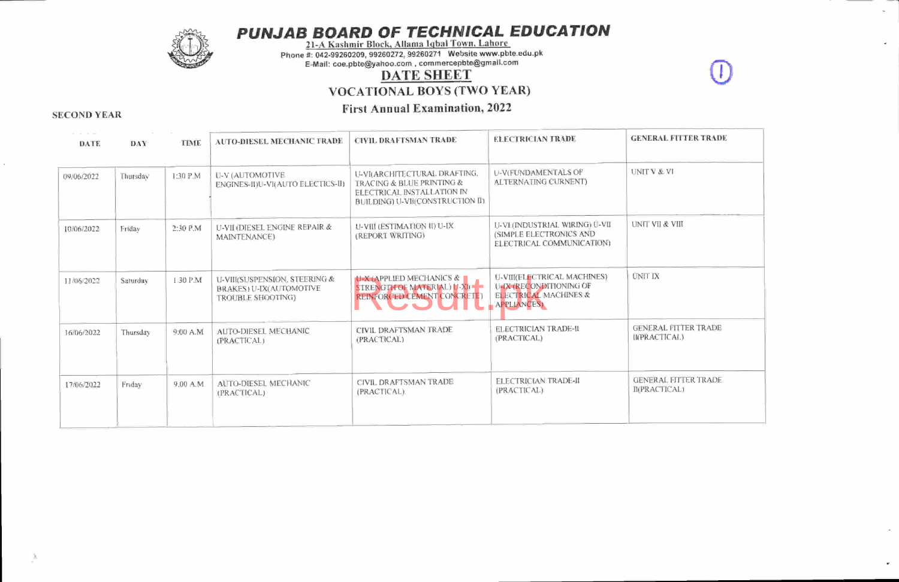# PUNJAB BOARD OF TECHNICAL EDUCATION

21-A Kashmir Block, Allama Iqbal Town, Lahore
Phone #: 042-99260209, 99260272, 99260271 Website www.pbte.edu.pk
E-Mail: coe.pbte@yahoo.com , commercepbte@gmail.com

## DATE SHEET

### VOCATIONAL BOYS (TWO YEAR)

### First Annual Examination, 2022

**SECOND YEAR**

| DATE | DAY | TIME | AUTO-DIESEL MECHANIC TRADE | CIVIL DRAFTSMAN TRADE | ELECTRICIAN TRADE | GENERAL FITTER TRADE |
|---|---|---|---|---|---|---|
| 09/06/2022 | Thursday | 1:30 P.M | U-V (AUTOMOTIVE ENGINES-II)U-VI(AUTO ELECTICS-II) | U-VI(ARCHITECTURAL DRAFTING, TRACING & BLUE PRINTING & ELECTRICAL INSTALLATION IN BUILDING) U-VII(CONSTRUCTION II) | U-V(FUNDAMENTALS OF ALTERNATING CURRENT) | UNIT V & VI |
| 10/06/2022 | Friday | 2:30 P.M | U-VII (DIESEL ENGINE REPAIR & MAINTENANCE) | U-VIII (ESTIMATION II) U-IX (REPORT WRITING) | U-VI (INDUSTRIAL WIRING) U-VII (SIMPLE ELECTRONICS AND ELECTRICAL COMMUNICATION) | UNIT VII & VIII |
| 11/06/2022 | Saturday | 1:30 P.M | U-VIII(SUSPENSION, STEERING & BRAKES) U-IX(AUTOMOTIVE TROUBLE SHOOTING) | U-X (APPLIED MECHANICS & STRENGTH OF MATERIAL) U-XI (REINFORCED CEMENT CONCRETE) | U-VIII(ELECTRICAL MACHINES) U-IX (RECONDITIONING OF ELECTRICAL MACHINES & APPLIANCES) | UNIT IX |
| 16/06/2022 | Thursday | 9:00 A.M | AUTO-DIESEL MECHANIC (PRACTICAL) | CIVIL DRAFTSMAN TRADE (PRACTICAL) | ELECTRICIAN TRADE-II (PRACTICAL) | GENERAL FITTER TRADE II(PRACTICAL) |
| 17/06/2022 | Friday | 9.00 A.M | AUTO-DIESEL MECHANIC (PRACTICAL) | CIVIL DRAFTSMAN TRADE (PRACTICAL) | ELECTRICIAN TRADE-II (PRACTICAL) | GENERAL FITTER TRADE II(PRACTICAL) |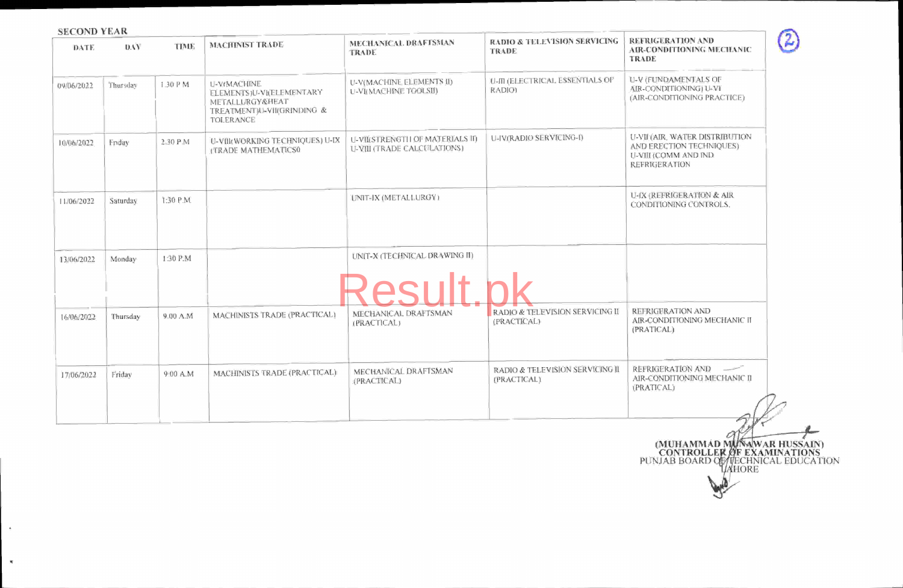## SECOND YEAR

| DATE | DAY | TIME | MACHINIST TRADE | MECHANICAL DRAFTSMAN TRADE | RADIO & TELEVISION SERVICING TRADE | REFRIGERATION AND AIR-CONDITIONING MECHANIC TRADE |
|---|---|---|---|---|---|---|
| 09/06/2022 | Thursday | 1.30 P M | U-V(MACHINE ELEMENTS)U-VI(ELEMENTARY METALLURGY&HEAT TREATMENT)U-VII(GRINDING & TOLERANCE | U-V(MACHINE ELEMENTS II) U-VI(MACHINE TOOLSII) | U-III (ELECTRICAL ESSENTIALS OF RADIO) | U-V (FUNDAMENTALS OF AIR-CONDITIONING) U-VI (AIR-CONDITIONING PRACTICE) |
| 10/06/2022 | Friday | 2.30 P.M | U-VIII(WORKING TECHNIQUES) U-IX (TRADE MATHEMATICS0 | U-VII(STRENGTH OF MATERIALS II) U-VIII (TRADE CALCULATIONS) | U-IV(RADIO SERVICING-I) | U-VII (AIR, WATER DISTRIBUTION AND ERECTION TECHNIQUES) U-VIII (COMM AND IND REFRIGERATION |
| 11/06/2022 | Saturday | 1:30 P.M | | UNIT-IX (METALLURGY) | | U-IX (REFRIGERATION & AIR CONDITIONING CONTROLS. |
| 13/06/2022 | Monday | 1:30 P.M | | UNIT-X (TECHNICAL DRAWING II) | | |
| 16/06/2022 | Thursday | 9.00 A.M | MACHINISTS TRADE (PRACTICAL) | MECHANICAL DRAFTSMAN (PRACTICAL) | RADIO & TELEVISION SERVICING II (PRACTICAL) | REFRIGERATION AND AIR-CONDITIONING MECHANIC II (PRATICAL) |
| 17/06/2022 | Friday | 9:00 A.M | MACHINISTS TRADE (PRACTICAL) | MECHANICAL DRAFTSMAN (PRACTICAL) | RADIO & TELEVISION SERVICING II (PRACTICAL) | REFRIGERATION AND AIR-CONDITIONING MECHANIC II (PRATICAL) |

**(MUHAMMAD MUNAWAR HUSSAIN)**
**CONTROLLER OF EXAMINATIONS**
PUNJAB BOARD OF TECHNICAL EDUCATION
LAHORE